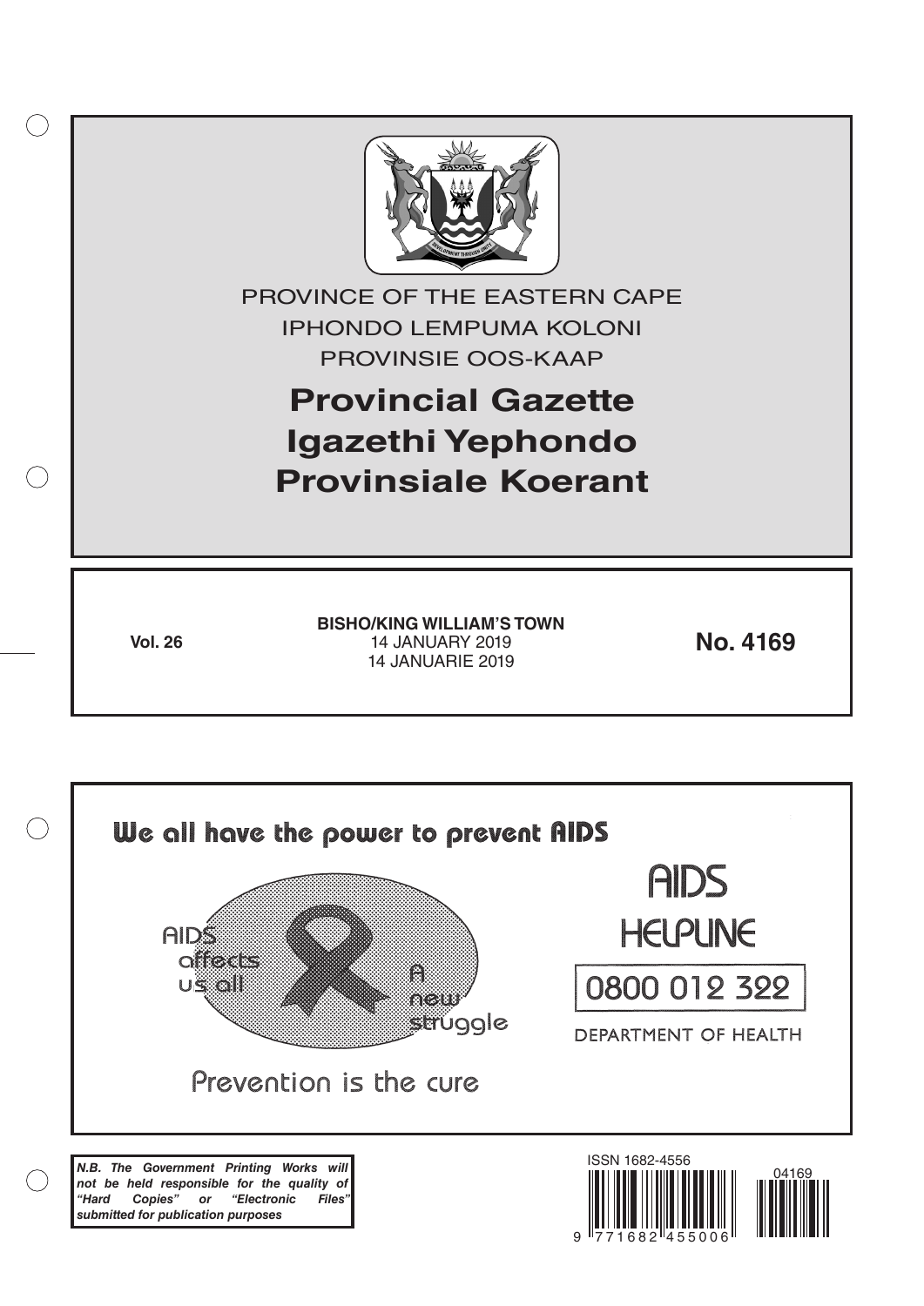PROVINCE OF THE EASTERN CAPE

IPHONDO LEMPUMA KOLONI

PROVINSIE OOS-KAAP

# Provincial Gazette
# Igazethi Yephondo
# Provinsiale Koerant

**Vol. 26**

**BISHO/KING WILLIAM'S TOWN**
14 JANUARY 2019
14 JANUARIE 2019

**No. 4169**

**We all have the power to prevent AIDS**

AIDS affects us all

A new struggle

Prevention is the cure

AIDS HELPLINE

0800 012 322

DEPARTMENT OF HEALTH

***N.B. The Government Printing Works will not be held responsible for the quality of "Hard Copies" or "Electronic Files" submitted for publication purposes***

ISSN 1682-4556

9 771682 455006

04169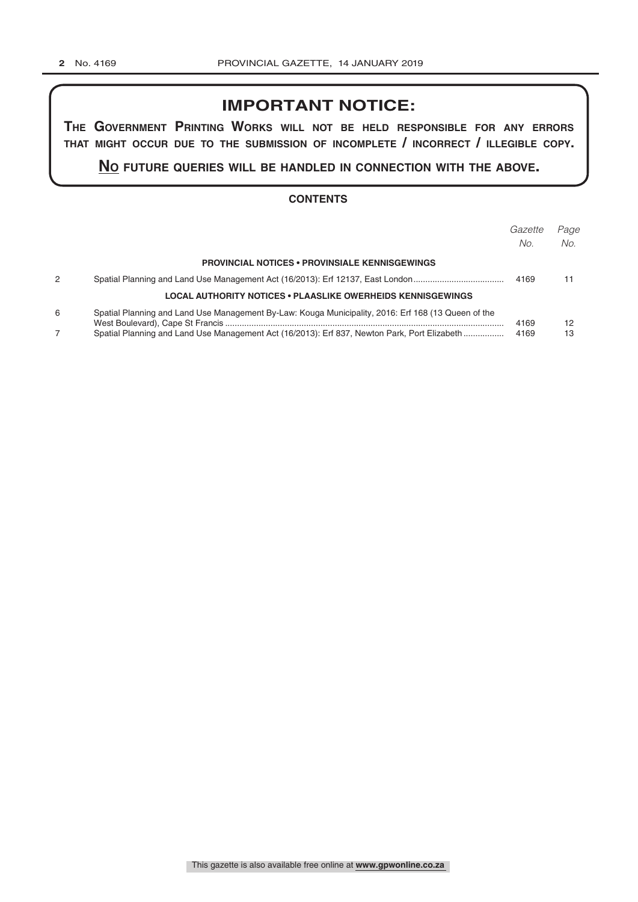## IMPORTANT NOTICE:

**THE GOVERNMENT PRINTING WORKS WILL NOT BE HELD RESPONSIBLE FOR ANY ERRORS THAT MIGHT OCCUR DUE TO THE SUBMISSION OF INCOMPLETE / INCORRECT / ILLEGIBLE COPY.**

**NO FUTURE QUERIES WILL BE HANDLED IN CONNECTION WITH THE ABOVE.**

### CONTENTS

| | | *Gazette No.* | *Page No.* |
|---|---|---|---|
| | **PROVINCIAL NOTICES • PROVINSIALE KENNISGEWINGS** | | |
| 2 | Spatial Planning and Land Use Management Act (16/2013): Erf 12137, East London | 4169 | 11 |
| | **LOCAL AUTHORITY NOTICES • PLAASLIKE OWERHEIDS KENNISGEWINGS** | | |
| 6 | Spatial Planning and Land Use Management By-Law: Kouga Municipality, 2016: Erf 168 (13 Queen of the West Boulevard), Cape St Francis | 4169 | 12 |
| 7 | Spatial Planning and Land Use Management Act (16/2013): Erf 837, Newton Park, Port Elizabeth | 4169 | 13 |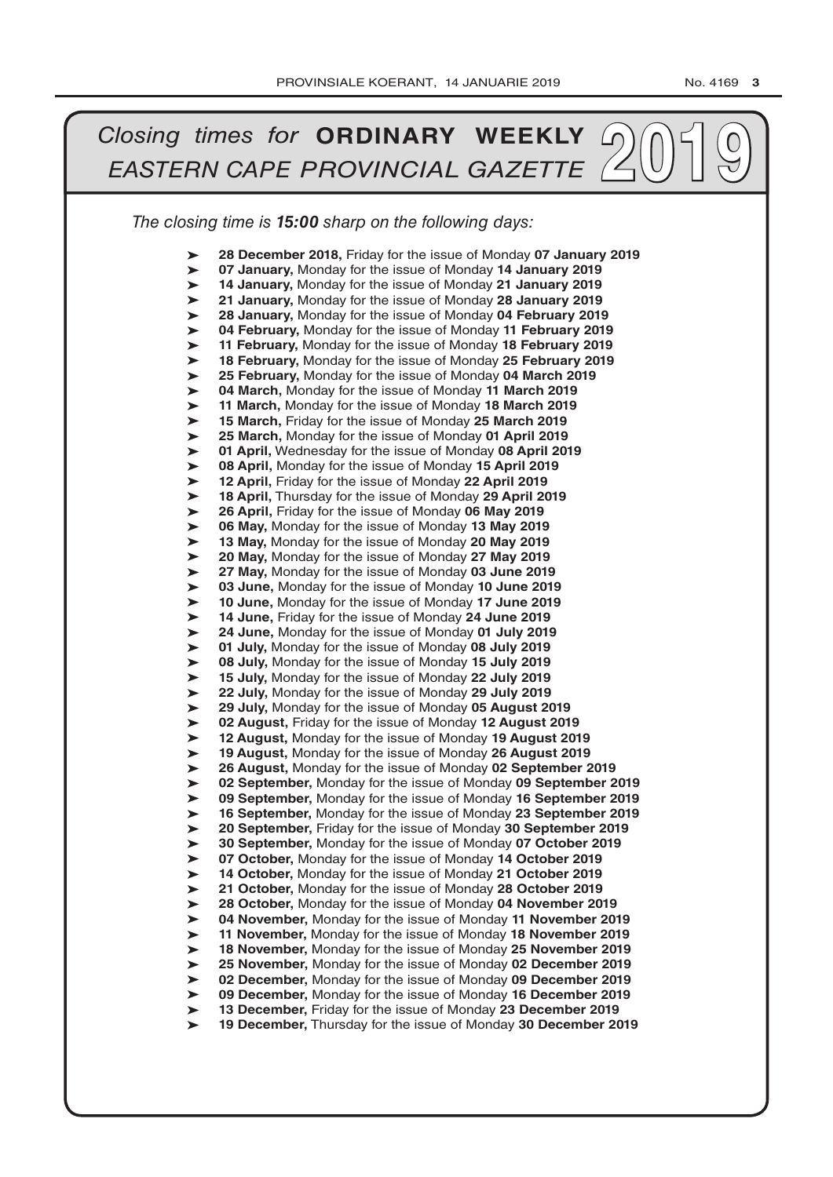# *Closing times for* **ORDINARY WEEKLY** *EASTERN CAPE PROVINCIAL GAZETTE* 2019

*The closing time is **15:00** sharp on the following days:*

- **28 December 2018,** Friday for the issue of Monday **07 January 2019**
- **07 January,** Monday for the issue of Monday **14 January 2019**
- **14 January,** Monday for the issue of Monday **21 January 2019**
- **21 January,** Monday for the issue of Monday **28 January 2019**
- **28 January,** Monday for the issue of Monday **04 February 2019**
- **04 February,** Monday for the issue of Monday **11 February 2019**
- **11 February,** Monday for the issue of Monday **18 February 2019**
- **18 February,** Monday for the issue of Monday **25 February 2019**
- **25 February,** Monday for the issue of Monday **04 March 2019**
- **04 March,** Monday for the issue of Monday **11 March 2019**
- **11 March,** Monday for the issue of Monday **18 March 2019**
- **15 March,** Friday for the issue of Monday **25 March 2019**
- **25 March,** Monday for the issue of Monday **01 April 2019**
- **01 April,** Wednesday for the issue of Monday **08 April 2019**
- **08 April,** Monday for the issue of Monday **15 April 2019**
- **12 April,** Friday for the issue of Monday **22 April 2019**
- **18 April,** Thursday for the issue of Monday **29 April 2019**
- **26 April,** Friday for the issue of Monday **06 May 2019**
- **06 May,** Monday for the issue of Monday **13 May 2019**
- **13 May,** Monday for the issue of Monday **20 May 2019**
- **20 May,** Monday for the issue of Monday **27 May 2019**
- **27 May,** Monday for the issue of Monday **03 June 2019**
- **03 June,** Monday for the issue of Monday **10 June 2019**
- **10 June,** Monday for the issue of Monday **17 June 2019**
- **14 June,** Friday for the issue of Monday **24 June 2019**
- **24 June,** Monday for the issue of Monday **01 July 2019**
- **01 July,** Monday for the issue of Monday **08 July 2019**
- **08 July,** Monday for the issue of Monday **15 July 2019**
- **15 July,** Monday for the issue of Monday **22 July 2019**
- **22 July,** Monday for the issue of Monday **29 July 2019**
- **29 July,** Monday for the issue of Monday **05 August 2019**
- **02 August,** Friday for the issue of Monday **12 August 2019**
- **12 August,** Monday for the issue of Monday **19 August 2019**
- **19 August,** Monday for the issue of Monday **26 August 2019**
- **26 August,** Monday for the issue of Monday **02 September 2019**
- **02 September,** Monday for the issue of Monday **09 September 2019**
- **09 September,** Monday for the issue of Monday **16 September 2019**
- **16 September,** Monday for the issue of Monday **23 September 2019**
- **20 September,** Friday for the issue of Monday **30 September 2019**
- **30 September,** Monday for the issue of Monday **07 October 2019**
- **07 October,** Monday for the issue of Monday **14 October 2019**
- **14 October,** Monday for the issue of Monday **21 October 2019**
- **21 October,** Monday for the issue of Monday **28 October 2019**
- **28 October,** Monday for the issue of Monday **04 November 2019**
- **04 November,** Monday for the issue of Monday **11 November 2019**
- **11 November,** Monday for the issue of Monday **18 November 2019**
- **18 November,** Monday for the issue of Monday **25 November 2019**
- **25 November,** Monday for the issue of Monday **02 December 2019**
- **02 December,** Monday for the issue of Monday **09 December 2019**
- **09 December,** Monday for the issue of Monday **16 December 2019**
- **13 December,** Friday for the issue of Monday **23 December 2019**
- **19 December,** Thursday for the issue of Monday **30 December 2019**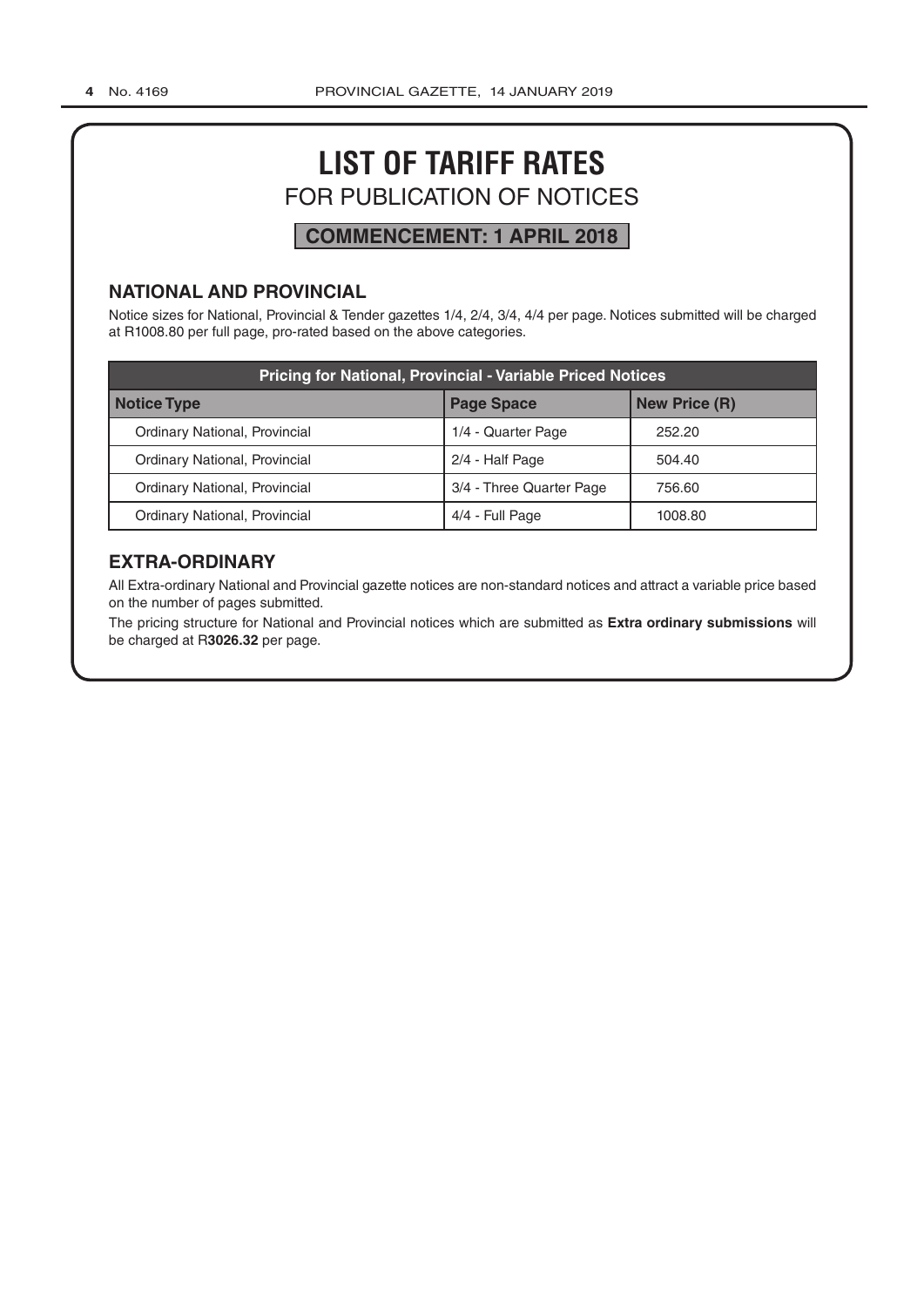# LIST OF TARIFF RATES

## FOR PUBLICATION OF NOTICES

**COMMENCEMENT: 1 APRIL 2018**

### NATIONAL AND PROVINCIAL

Notice sizes for National, Provincial & Tender gazettes 1/4, 2/4, 3/4, 4/4 per page. Notices submitted will be charged at R1008.80 per full page, pro-rated based on the above categories.

| Pricing for National, Provincial - Variable Priced Notices | | |
|---|---|---|
| **Notice Type** | **Page Space** | **New Price (R)** |
| Ordinary National, Provincial | 1/4 - Quarter Page | 252.20 |
| Ordinary National, Provincial | 2/4 - Half Page | 504.40 |
| Ordinary National, Provincial | 3/4 - Three Quarter Page | 756.60 |
| Ordinary National, Provincial | 4/4 - Full Page | 1008.80 |

### EXTRA-ORDINARY

All Extra-ordinary National and Provincial gazette notices are non-standard notices and attract a variable price based on the number of pages submitted.

The pricing structure for National and Provincial notices which are submitted as **Extra ordinary submissions** will be charged at R**3026.32** per page.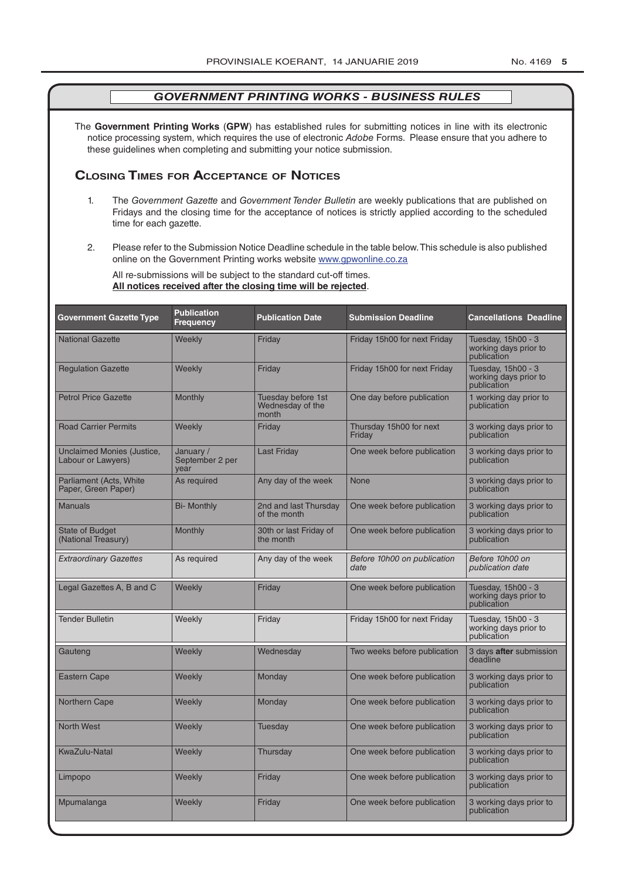## *GOVERNMENT PRINTING WORKS - BUSINESS RULES*

The **Government Printing Works** (**GPW**) has established rules for submitting notices in line with its electronic notice processing system, which requires the use of electronic *Adobe* Forms. Please ensure that you adhere to these guidelines when completing and submitting your notice submission.

### Closing Times for Acceptance of Notices

1. The *Government Gazette* and *Government Tender Bulletin* are weekly publications that are published on Fridays and the closing time for the acceptance of notices is strictly applied according to the scheduled time for each gazette.

2. Please refer to the Submission Notice Deadline schedule in the table below. This schedule is also published online on the Government Printing works website www.gpwonline.co.za

   All re-submissions will be subject to the standard cut-off times.
   **All notices received after the closing time will be rejected**.

| Government Gazette Type | Publication Frequency | Publication Date | Submission Deadline | Cancellations Deadline |
|---|---|---|---|---|
| National Gazette | Weekly | Friday | Friday 15h00 for next Friday | Tuesday, 15h00 - 3 working days prior to publication |
| Regulation Gazette | Weekly | Friday | Friday 15h00 for next Friday | Tuesday, 15h00 - 3 working days prior to publication |
| Petrol Price Gazette | Monthly | Tuesday before 1st Wednesday of the month | One day before publication | 1 working day prior to publication |
| Road Carrier Permits | Weekly | Friday | Thursday 15h00 for next Friday | 3 working days prior to publication |
| Unclaimed Monies (Justice, Labour or Lawyers) | January / September 2 per year | Last Friday | One week before publication | 3 working days prior to publication |
| Parliament (Acts, White Paper, Green Paper) | As required | Any day of the week | None | 3 working days prior to publication |
| Manuals | Bi- Monthly | 2nd and last Thursday of the month | One week before publication | 3 working days prior to publication |
| State of Budget (National Treasury) | Monthly | 30th or last Friday of the month | One week before publication | 3 working days prior to publication |
| *Extraordinary Gazettes* | As required | Any day of the week | *Before 10h00 on publication date* | *Before 10h00 on publication date* |
| Legal Gazettes A, B and C | Weekly | Friday | One week before publication | Tuesday, 15h00 - 3 working days prior to publication |
| Tender Bulletin | Weekly | Friday | Friday 15h00 for next Friday | Tuesday, 15h00 - 3 working days prior to publication |
| Gauteng | Weekly | Wednesday | Two weeks before publication | 3 days **after** submission deadline |
| Eastern Cape | Weekly | Monday | One week before publication | 3 working days prior to publication |
| Northern Cape | Weekly | Monday | One week before publication | 3 working days prior to publication |
| North West | Weekly | Tuesday | One week before publication | 3 working days prior to publication |
| KwaZulu-Natal | Weekly | Thursday | One week before publication | 3 working days prior to publication |
| Limpopo | Weekly | Friday | One week before publication | 3 working days prior to publication |
| Mpumalanga | Weekly | Friday | One week before publication | 3 working days prior to publication |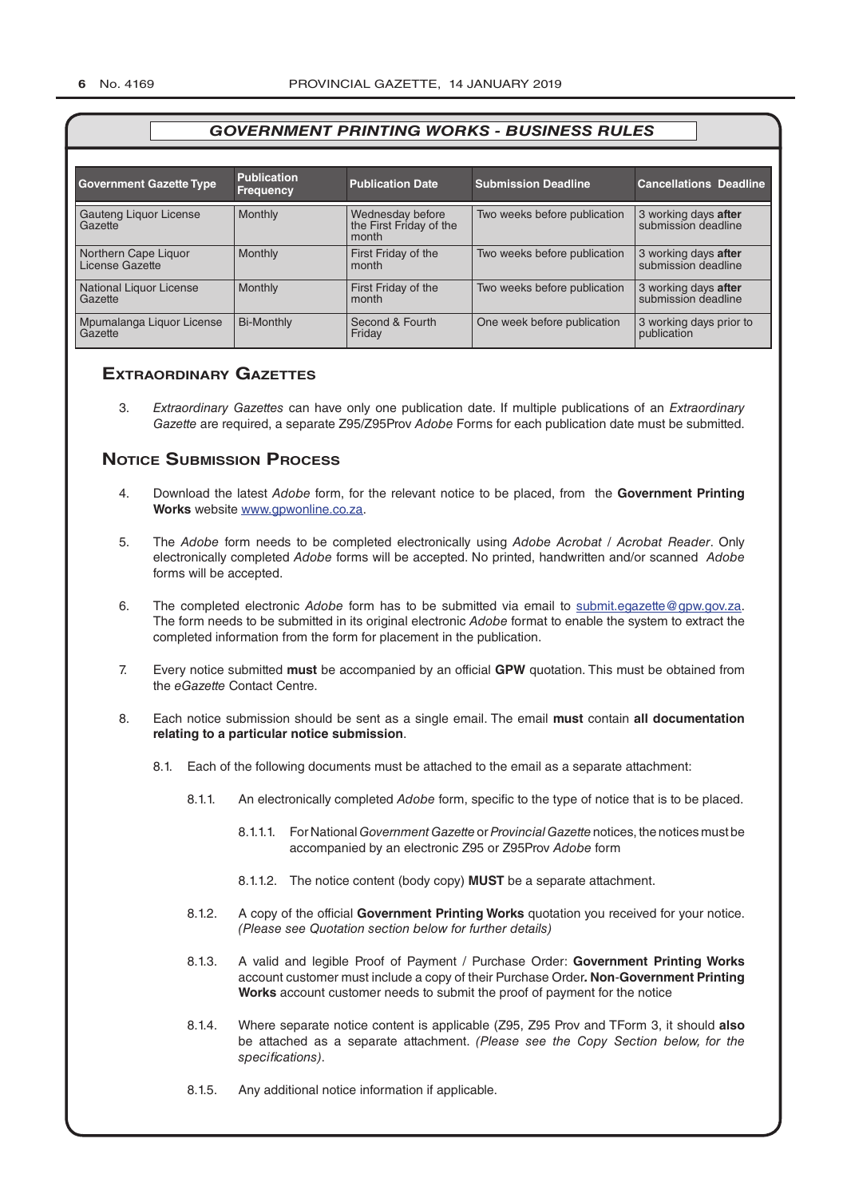## *GOVERNMENT PRINTING WORKS - BUSINESS RULES*

| Government Gazette Type | Publication Frequency | Publication Date | Submission Deadline | Cancellations Deadline |
|---|---|---|---|---|
| Gauteng Liquor License Gazette | Monthly | Wednesday before the First Friday of the month | Two weeks before publication | 3 working days **after** submission deadline |
| Northern Cape Liquor License Gazette | Monthly | First Friday of the month | Two weeks before publication | 3 working days **after** submission deadline |
| National Liquor License Gazette | Monthly | First Friday of the month | Two weeks before publication | 3 working days **after** submission deadline |
| Mpumalanga Liquor License Gazette | Bi-Monthly | Second & Fourth Friday | One week before publication | 3 working days prior to publication |

## Extraordinary Gazettes

3. *Extraordinary Gazettes* can have only one publication date. If multiple publications of an *Extraordinary Gazette* are required, a separate Z95/Z95Prov *Adobe* Forms for each publication date must be submitted.

## Notice Submission Process

4. Download the latest *Adobe* form, for the relevant notice to be placed, from the **Government Printing Works** website www.gpwonline.co.za.

5. The *Adobe* form needs to be completed electronically using *Adobe Acrobat* / *Acrobat Reader*. Only electronically completed *Adobe* forms will be accepted. No printed, handwritten and/or scanned *Adobe* forms will be accepted.

6. The completed electronic *Adobe* form has to be submitted via email to submit.egazette@gpw.gov.za. The form needs to be submitted in its original electronic *Adobe* format to enable the system to extract the completed information from the form for placement in the publication.

7. Every notice submitted **must** be accompanied by an official **GPW** quotation. This must be obtained from the *eGazette* Contact Centre.

8. Each notice submission should be sent as a single email. The email **must** contain **all documentation relating to a particular notice submission**.

   8.1. Each of the following documents must be attached to the email as a separate attachment:

      8.1.1. An electronically completed *Adobe* form, specific to the type of notice that is to be placed.

         8.1.1.1. For National *Government Gazette* or *Provincial Gazette* notices, the notices must be accompanied by an electronic Z95 or Z95Prov *Adobe* form

         8.1.1.2. The notice content (body copy) **MUST** be a separate attachment.

      8.1.2. A copy of the official **Government Printing Works** quotation you received for your notice. *(Please see Quotation section below for further details)*

      8.1.3. A valid and legible Proof of Payment / Purchase Order: **Government Printing Works** account customer must include a copy of their Purchase Order**. Non**-**Government Printing Works** account customer needs to submit the proof of payment for the notice

      8.1.4. Where separate notice content is applicable (Z95, Z95 Prov and TForm 3, it should **also** be attached as a separate attachment. *(Please see the Copy Section below, for the specifications)*.

      8.1.5. Any additional notice information if applicable.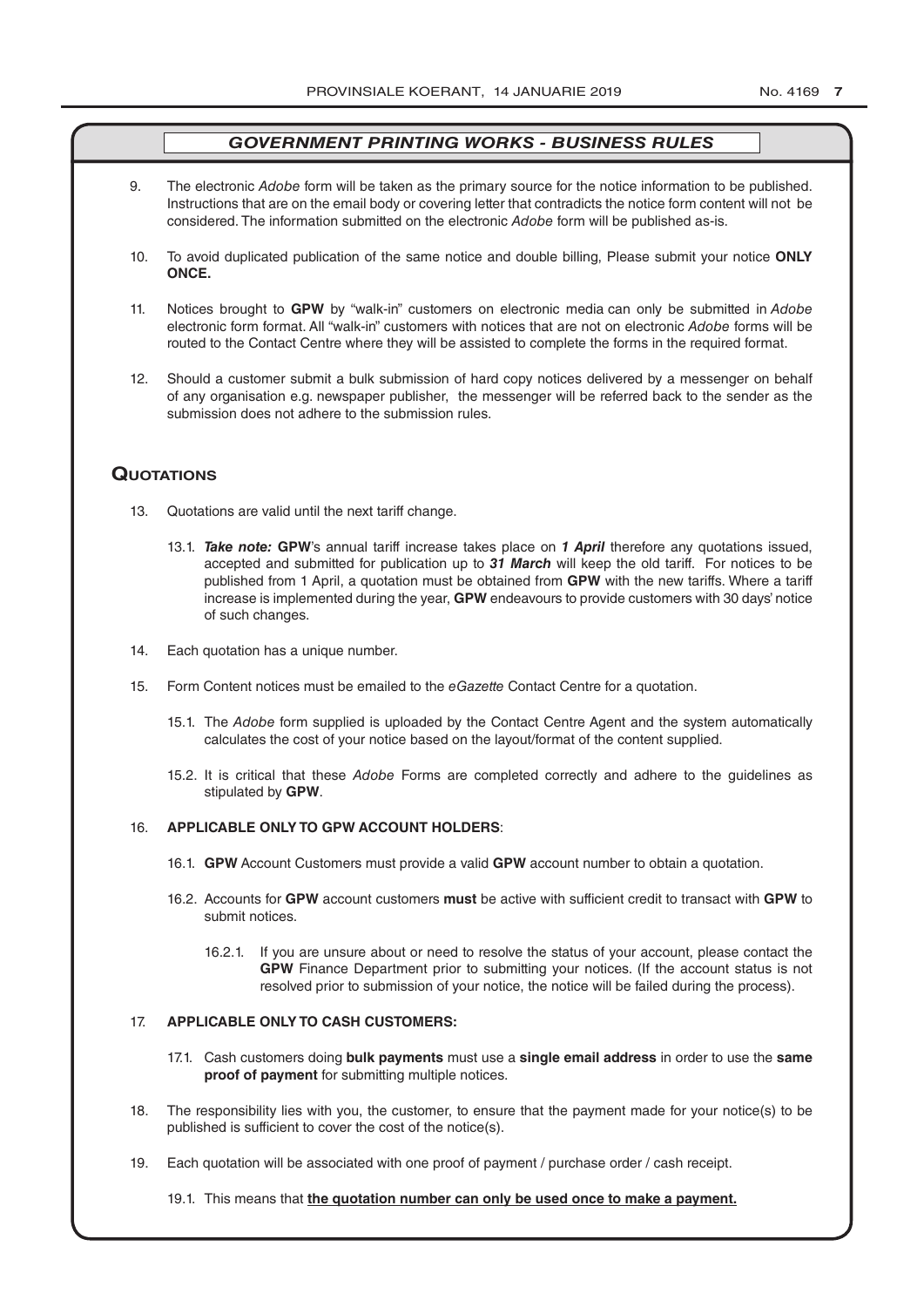## *GOVERNMENT PRINTING WORKS - BUSINESS RULES*

9. The electronic *Adobe* form will be taken as the primary source for the notice information to be published. Instructions that are on the email body or covering letter that contradicts the notice form content will not be considered. The information submitted on the electronic *Adobe* form will be published as-is.

10. To avoid duplicated publication of the same notice and double billing, Please submit your notice **ONLY ONCE.**

11. Notices brought to **GPW** by "walk-in" customers on electronic media can only be submitted in *Adobe* electronic form format. All "walk-in" customers with notices that are not on electronic *Adobe* forms will be routed to the Contact Centre where they will be assisted to complete the forms in the required format.

12. Should a customer submit a bulk submission of hard copy notices delivered by a messenger on behalf of any organisation e.g. newspaper publisher, the messenger will be referred back to the sender as the submission does not adhere to the submission rules.

## Quotations

13. Quotations are valid until the next tariff change.

    13.1. ***Take note:*** **GPW**'s annual tariff increase takes place on ***1 April*** therefore any quotations issued, accepted and submitted for publication up to ***31 March*** will keep the old tariff. For notices to be published from 1 April, a quotation must be obtained from **GPW** with the new tariffs. Where a tariff increase is implemented during the year, **GPW** endeavours to provide customers with 30 days' notice of such changes.

14. Each quotation has a unique number.

15. Form Content notices must be emailed to the *eGazette* Contact Centre for a quotation.

    15.1. The *Adobe* form supplied is uploaded by the Contact Centre Agent and the system automatically calculates the cost of your notice based on the layout/format of the content supplied.

    15.2. It is critical that these *Adobe* Forms are completed correctly and adhere to the guidelines as stipulated by **GPW**.

16. **APPLICABLE ONLY TO GPW ACCOUNT HOLDERS**:

    16.1. **GPW** Account Customers must provide a valid **GPW** account number to obtain a quotation.

    16.2. Accounts for **GPW** account customers **must** be active with sufficient credit to transact with **GPW** to submit notices.

    16.2.1. If you are unsure about or need to resolve the status of your account, please contact the **GPW** Finance Department prior to submitting your notices. (If the account status is not resolved prior to submission of your notice, the notice will be failed during the process).

17. **APPLICABLE ONLY TO CASH CUSTOMERS:**

    17.1. Cash customers doing **bulk payments** must use a **single email address** in order to use the **same proof of payment** for submitting multiple notices.

18. The responsibility lies with you, the customer, to ensure that the payment made for your notice(s) to be published is sufficient to cover the cost of the notice(s).

19. Each quotation will be associated with one proof of payment / purchase order / cash receipt.

    19.1. This means that **the quotation number can only be used once to make a payment.**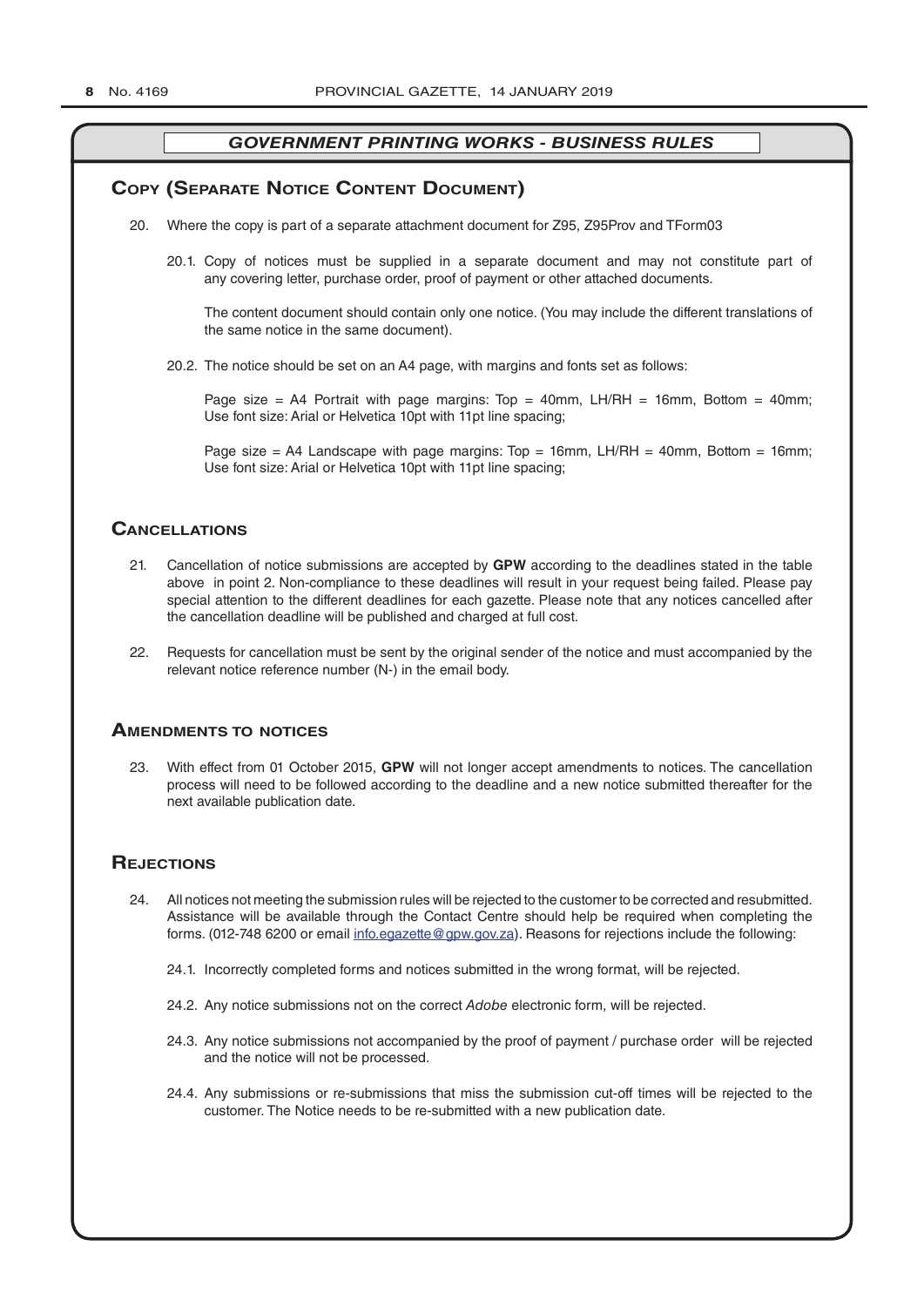## GOVERNMENT PRINTING WORKS - BUSINESS RULES

## Copy (Separate Notice Content Document)

20. Where the copy is part of a separate attachment document for Z95, Z95Prov and TForm03

    20.1. Copy of notices must be supplied in a separate document and may not constitute part of any covering letter, purchase order, proof of payment or other attached documents.

    The content document should contain only one notice. (You may include the different translations of the same notice in the same document).

    20.2. The notice should be set on an A4 page, with margins and fonts set as follows:

    Page size = A4 Portrait with page margins: Top = 40mm, LH/RH = 16mm, Bottom = 40mm; Use font size: Arial or Helvetica 10pt with 11pt line spacing;

    Page size = A4 Landscape with page margins: Top = 16mm, LH/RH = 40mm, Bottom = 16mm; Use font size: Arial or Helvetica 10pt with 11pt line spacing;

## Cancellations

21. Cancellation of notice submissions are accepted by **GPW** according to the deadlines stated in the table above in point 2. Non-compliance to these deadlines will result in your request being failed. Please pay special attention to the different deadlines for each gazette. Please note that any notices cancelled after the cancellation deadline will be published and charged at full cost.

22. Requests for cancellation must be sent by the original sender of the notice and must accompanied by the relevant notice reference number (N-) in the email body.

## Amendments to notices

23. With effect from 01 October 2015, **GPW** will not longer accept amendments to notices. The cancellation process will need to be followed according to the deadline and a new notice submitted thereafter for the next available publication date.

## Rejections

24. All notices not meeting the submission rules will be rejected to the customer to be corrected and resubmitted. Assistance will be available through the Contact Centre should help be required when completing the forms. (012-748 6200 or email info.egazette@gpw.gov.za). Reasons for rejections include the following:

    24.1. Incorrectly completed forms and notices submitted in the wrong format, will be rejected.

    24.2. Any notice submissions not on the correct *Adobe* electronic form, will be rejected.

    24.3. Any notice submissions not accompanied by the proof of payment / purchase order will be rejected and the notice will not be processed.

    24.4. Any submissions or re-submissions that miss the submission cut-off times will be rejected to the customer. The Notice needs to be re-submitted with a new publication date.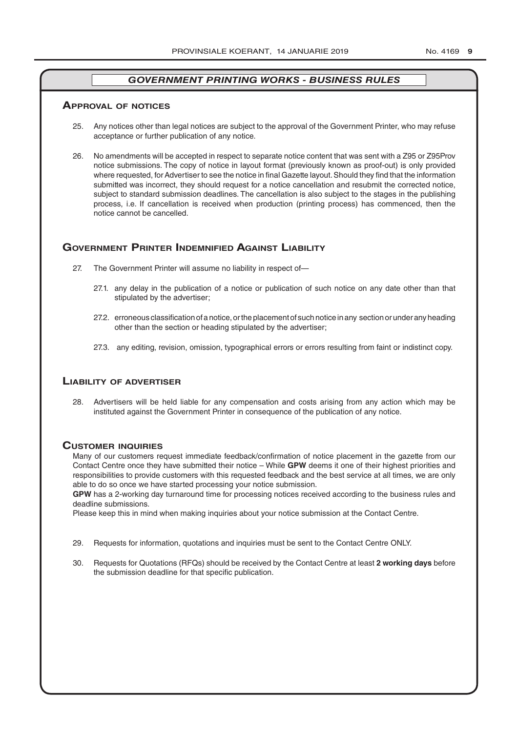## *GOVERNMENT PRINTING WORKS - BUSINESS RULES*

### Approval of notices

25. Any notices other than legal notices are subject to the approval of the Government Printer, who may refuse acceptance or further publication of any notice.

26. No amendments will be accepted in respect to separate notice content that was sent with a Z95 or Z95Prov notice submissions. The copy of notice in layout format (previously known as proof-out) is only provided where requested, for Advertiser to see the notice in final Gazette layout. Should they find that the information submitted was incorrect, they should request for a notice cancellation and resubmit the corrected notice, subject to standard submission deadlines. The cancellation is also subject to the stages in the publishing process, i.e. If cancellation is received when production (printing process) has commenced, then the notice cannot be cancelled.

### Government Printer Indemnified Against Liability

27. The Government Printer will assume no liability in respect of—

    27.1. any delay in the publication of a notice or publication of such notice on any date other than that stipulated by the advertiser;

    27.2. erroneous classification of a notice, or the placement of such notice in any section or under any heading other than the section or heading stipulated by the advertiser;

    27.3. any editing, revision, omission, typographical errors or errors resulting from faint or indistinct copy.

### Liability of advertiser

28. Advertisers will be held liable for any compensation and costs arising from any action which may be instituted against the Government Printer in consequence of the publication of any notice.

### Customer inquiries

Many of our customers request immediate feedback/confirmation of notice placement in the gazette from our Contact Centre once they have submitted their notice – While **GPW** deems it one of their highest priorities and responsibilities to provide customers with this requested feedback and the best service at all times, we are only able to do so once we have started processing your notice submission.

**GPW** has a 2-working day turnaround time for processing notices received according to the business rules and deadline submissions.

Please keep this in mind when making inquiries about your notice submission at the Contact Centre.

29. Requests for information, quotations and inquiries must be sent to the Contact Centre ONLY.

30. Requests for Quotations (RFQs) should be received by the Contact Centre at least **2 working days** before the submission deadline for that specific publication.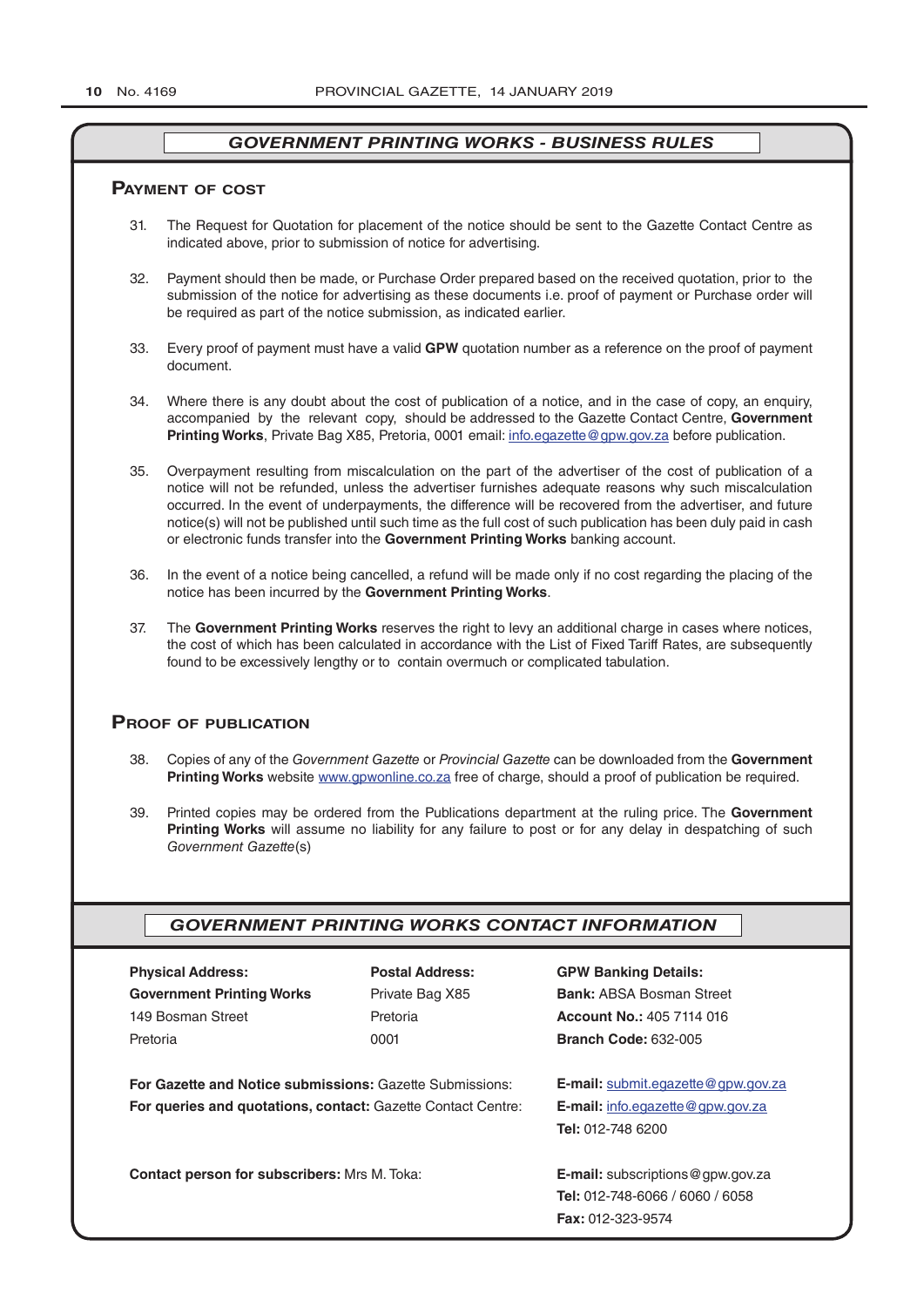## *GOVERNMENT PRINTING WORKS - BUSINESS RULES*

### Payment of cost

31. The Request for Quotation for placement of the notice should be sent to the Gazette Contact Centre as indicated above, prior to submission of notice for advertising.

32. Payment should then be made, or Purchase Order prepared based on the received quotation, prior to the submission of the notice for advertising as these documents i.e. proof of payment or Purchase order will be required as part of the notice submission, as indicated earlier.

33. Every proof of payment must have a valid **GPW** quotation number as a reference on the proof of payment document.

34. Where there is any doubt about the cost of publication of a notice, and in the case of copy, an enquiry, accompanied by the relevant copy, should be addressed to the Gazette Contact Centre, **Government Printing Works**, Private Bag X85, Pretoria, 0001 email: info.egazette@gpw.gov.za before publication.

35. Overpayment resulting from miscalculation on the part of the advertiser of the cost of publication of a notice will not be refunded, unless the advertiser furnishes adequate reasons why such miscalculation occurred. In the event of underpayments, the difference will be recovered from the advertiser, and future notice(s) will not be published until such time as the full cost of such publication has been duly paid in cash or electronic funds transfer into the **Government Printing Works** banking account.

36. In the event of a notice being cancelled, a refund will be made only if no cost regarding the placing of the notice has been incurred by the **Government Printing Works**.

37. The **Government Printing Works** reserves the right to levy an additional charge in cases where notices, the cost of which has been calculated in accordance with the List of Fixed Tariff Rates, are subsequently found to be excessively lengthy or to contain overmuch or complicated tabulation.

### Proof of publication

38. Copies of any of the *Government Gazette* or *Provincial Gazette* can be downloaded from the **Government Printing Works** website www.gpwonline.co.za free of charge, should a proof of publication be required.

39. Printed copies may be ordered from the Publications department at the ruling price. The **Government Printing Works** will assume no liability for any failure to post or for any delay in despatching of such *Government Gazette*(s)

## *GOVERNMENT PRINTING WORKS CONTACT INFORMATION*

**Physical Address:**
**Government Printing Works**
149 Bosman Street
Pretoria

**Postal Address:**
Private Bag X85
Pretoria
0001

**GPW Banking Details:**
**Bank:** ABSA Bosman Street
**Account No.:** 405 7114 016
**Branch Code:** 632-005

**For Gazette and Notice submissions:** Gazette Submissions: **E-mail:** submit.egazette@gpw.gov.za

**For queries and quotations, contact:** Gazette Contact Centre: **E-mail:** info.egazette@gpw.gov.za
**Tel:** 012-748 6200

**Contact person for subscribers:** Mrs M. Toka: **E-mail:** subscriptions@gpw.gov.za
**Tel:** 012-748-6066 / 6060 / 6058
**Fax:** 012-323-9574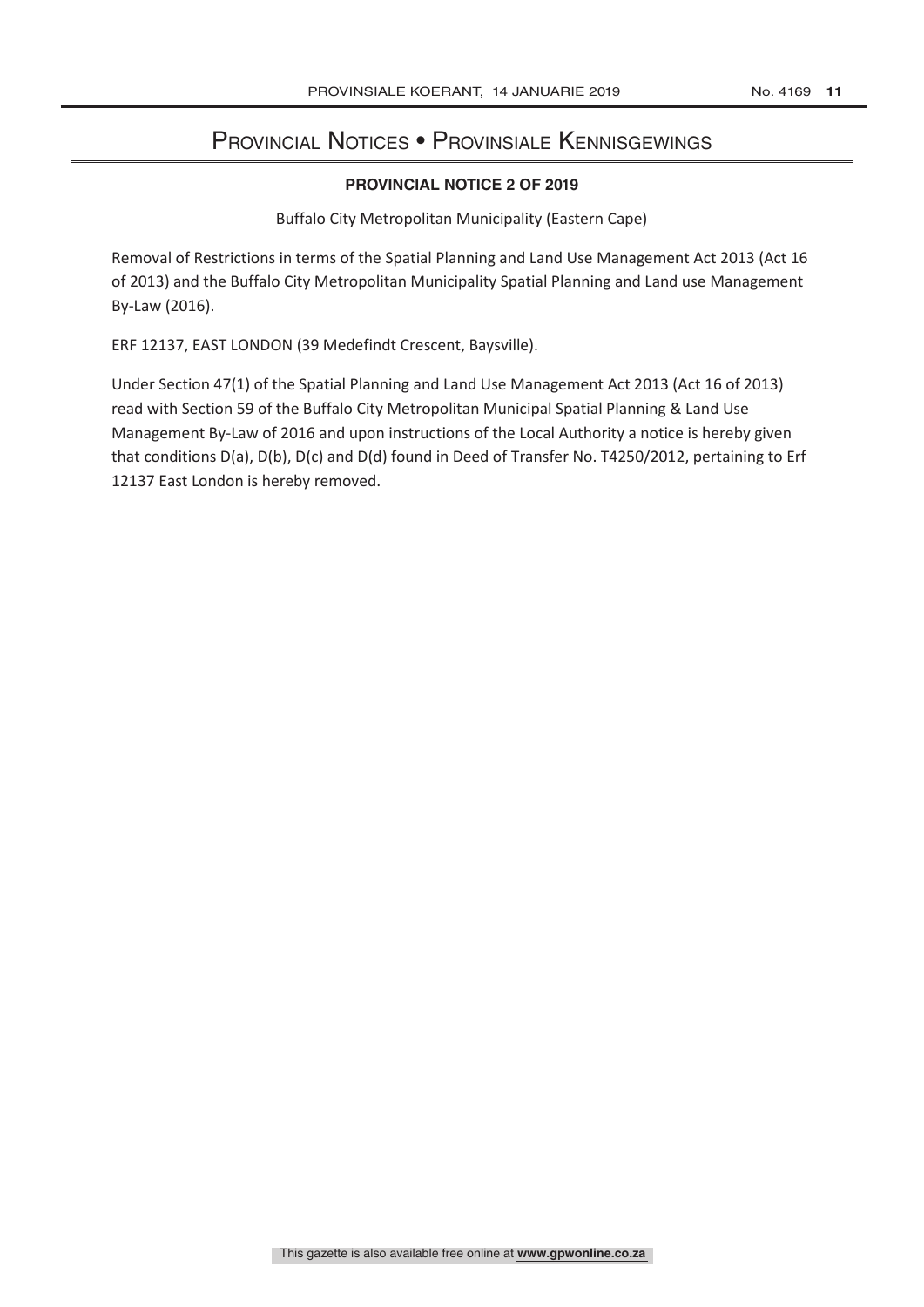# Provincial Notices • Provinsiale Kennisgewings

## PROVINCIAL NOTICE 2 OF 2019

Buffalo City Metropolitan Municipality (Eastern Cape)

Removal of Restrictions in terms of the Spatial Planning and Land Use Management Act 2013 (Act 16 of 2013) and the Buffalo City Metropolitan Municipality Spatial Planning and Land use Management By-Law (2016).

ERF 12137, EAST LONDON (39 Medefindt Crescent, Baysville).

Under Section 47(1) of the Spatial Planning and Land Use Management Act 2013 (Act 16 of 2013) read with Section 59 of the Buffalo City Metropolitan Municipal Spatial Planning & Land Use Management By-Law of 2016 and upon instructions of the Local Authority a notice is hereby given that conditions D(a), D(b), D(c) and D(d) found in Deed of Transfer No. T4250/2012, pertaining to Erf 12137 East London is hereby removed.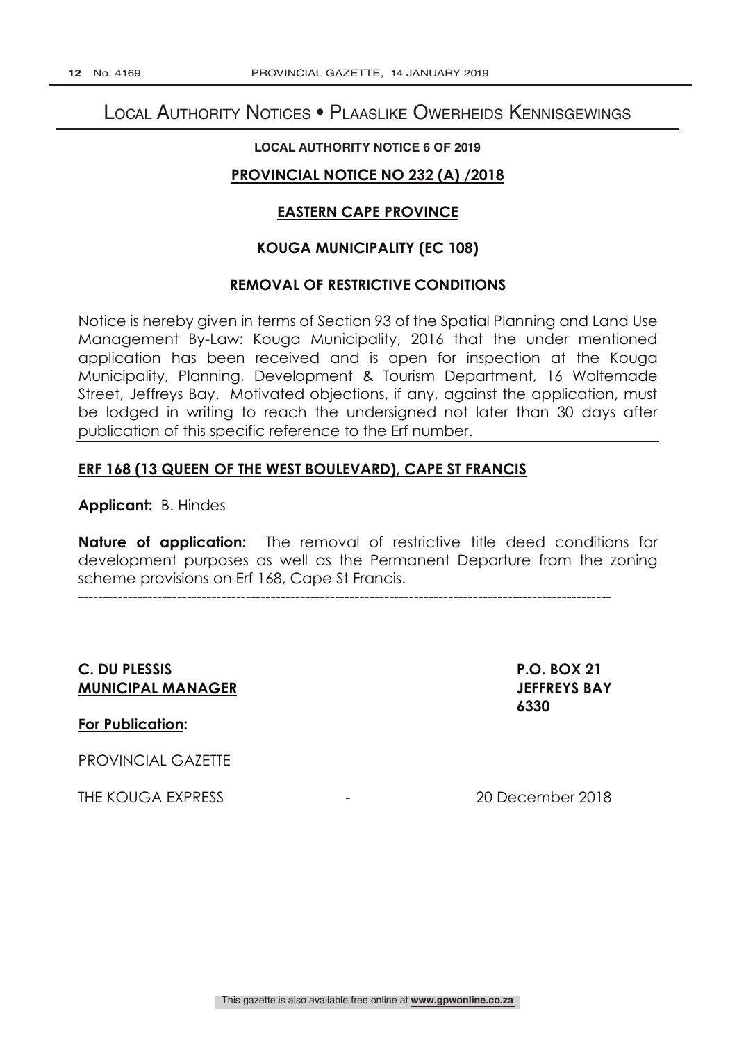# Local Authority Notices • Plaaslike Owerheids Kennisgewings

**LOCAL AUTHORITY NOTICE 6 OF 2019**

**PROVINCIAL NOTICE NO 232 (A) /2018**

**EASTERN CAPE PROVINCE**

**KOUGA MUNICIPALITY (EC 108)**

**REMOVAL OF RESTRICTIVE CONDITIONS**

Notice is hereby given in terms of Section 93 of the Spatial Planning and Land Use Management By-Law: Kouga Municipality, 2016 that the under mentioned application has been received and is open for inspection at the Kouga Municipality, Planning, Development & Tourism Department, 16 Woltemade Street, Jeffreys Bay. Motivated objections, if any, against the application, must be lodged in writing to reach the undersigned not later than 30 days after publication of this specific reference to the Erf number.

**ERF 168 (13 QUEEN OF THE WEST BOULEVARD), CAPE ST FRANCIS**

**Applicant:** B. Hindes

**Nature of application:** The removal of restrictive title deed conditions for development purposes as well as the Permanent Departure from the zoning scheme provisions on Erf 168, Cape St Francis.

---

**C. DU PLESSIS**
**MUNICIPAL MANAGER**

**P.O. BOX 21**
**JEFFREYS BAY**
**6330**

**For Publication:**

PROVINCIAL GAZETTE

THE KOUGA EXPRESS - 20 December 2018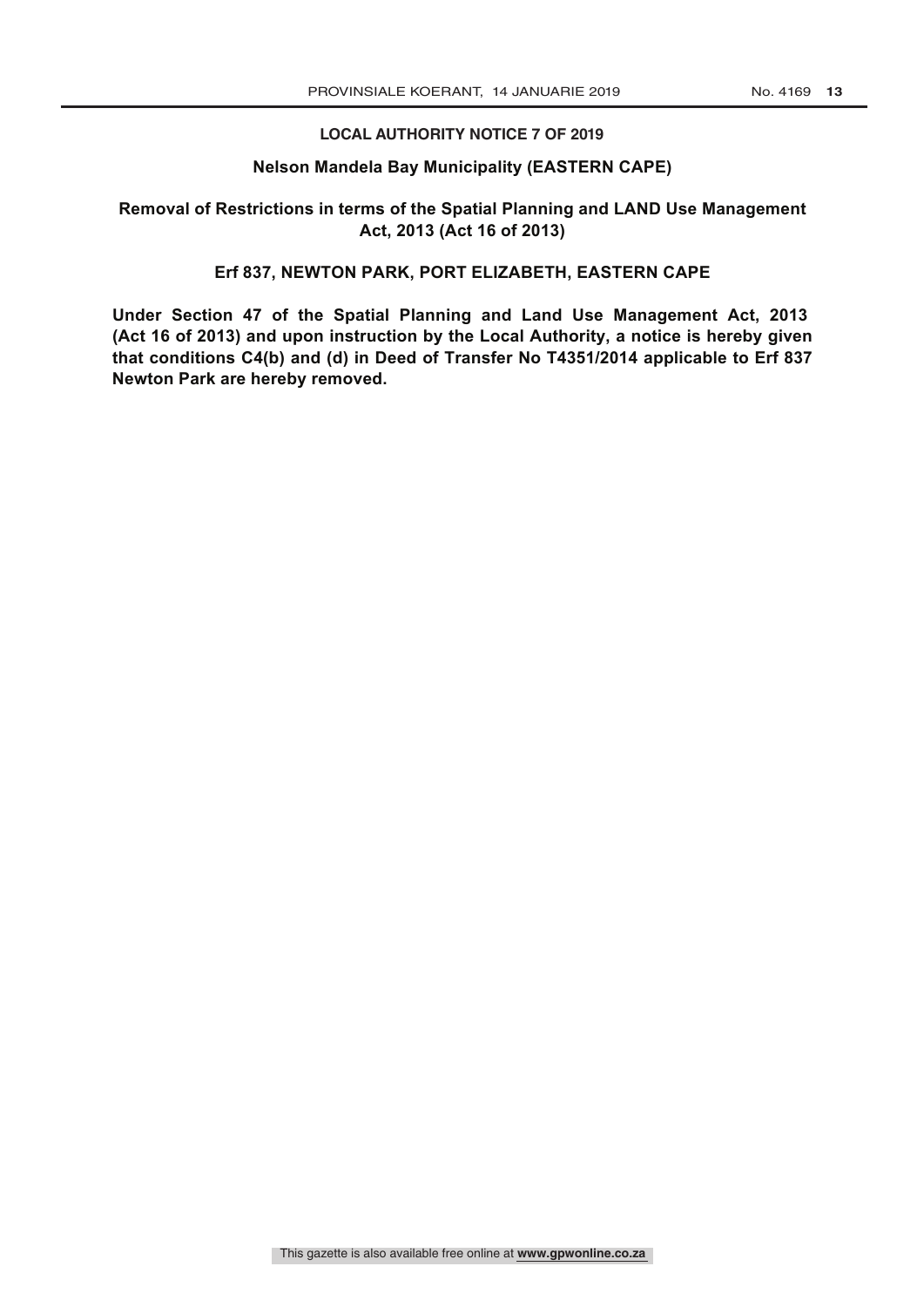**LOCAL AUTHORITY NOTICE 7 OF 2019**

**Nelson Mandela Bay Municipality (EASTERN CAPE)**

**Removal of Restrictions in terms of the Spatial Planning and LAND Use Management Act, 2013 (Act 16 of 2013)**

**Erf 837, NEWTON PARK, PORT ELIZABETH, EASTERN CAPE**

**Under Section 47 of the Spatial Planning and Land Use Management Act, 2013 (Act 16 of 2013) and upon instruction by the Local Authority, a notice is hereby given that conditions C4(b) and (d) in Deed of Transfer No T4351/2014 applicable to Erf 837 Newton Park are hereby removed.**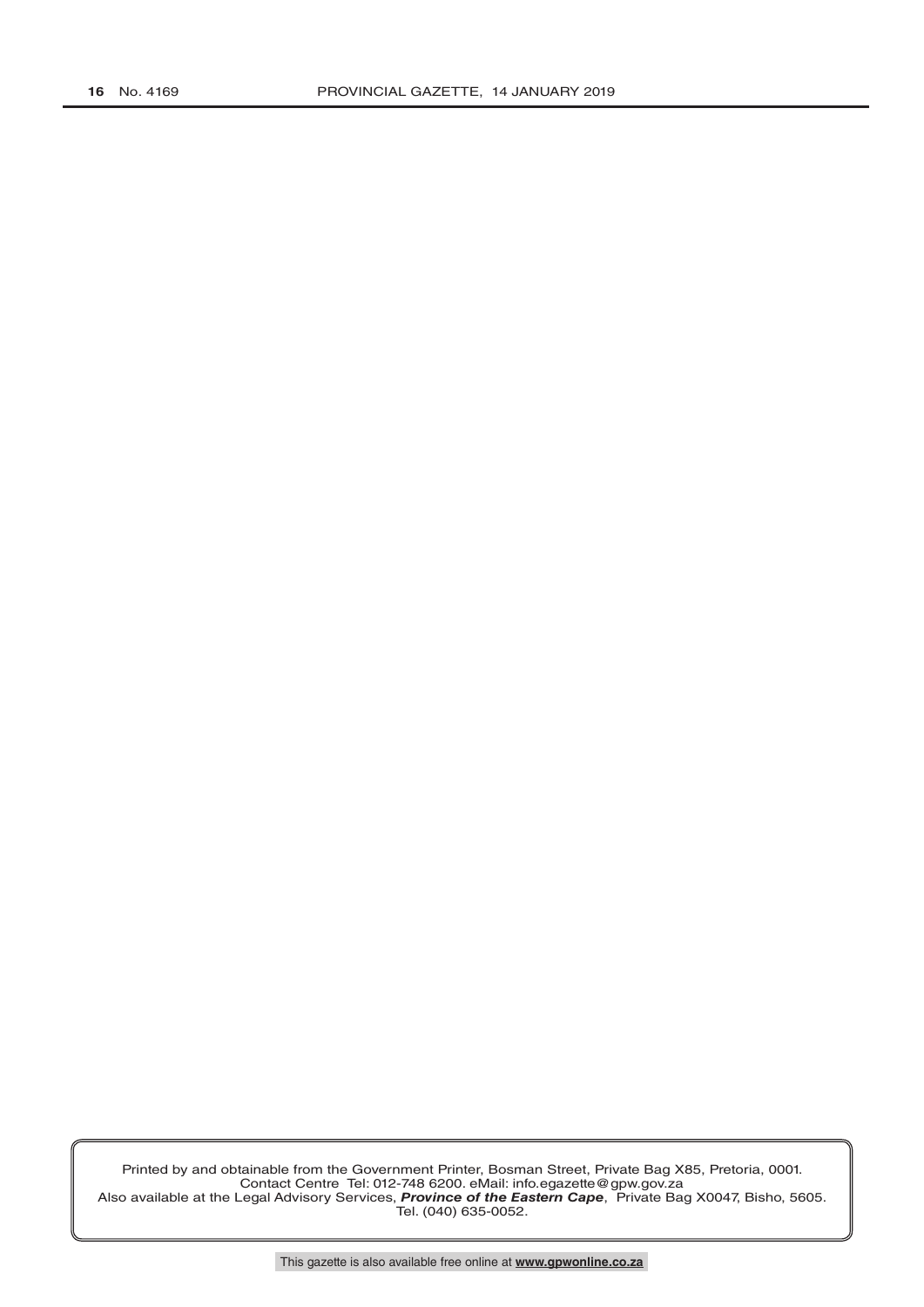Printed by and obtainable from the Government Printer, Bosman Street, Private Bag X85, Pretoria, 0001.
Contact Centre Tel: 012-748 6200. eMail: info.egazette@gpw.gov.za
Also available at the Legal Advisory Services, ***Province of the Eastern Cape***, Private Bag X0047, Bisho, 5605.
Tel. (040) 635-0052.

This gazette is also available free online at **www.gpwonline.co.za**